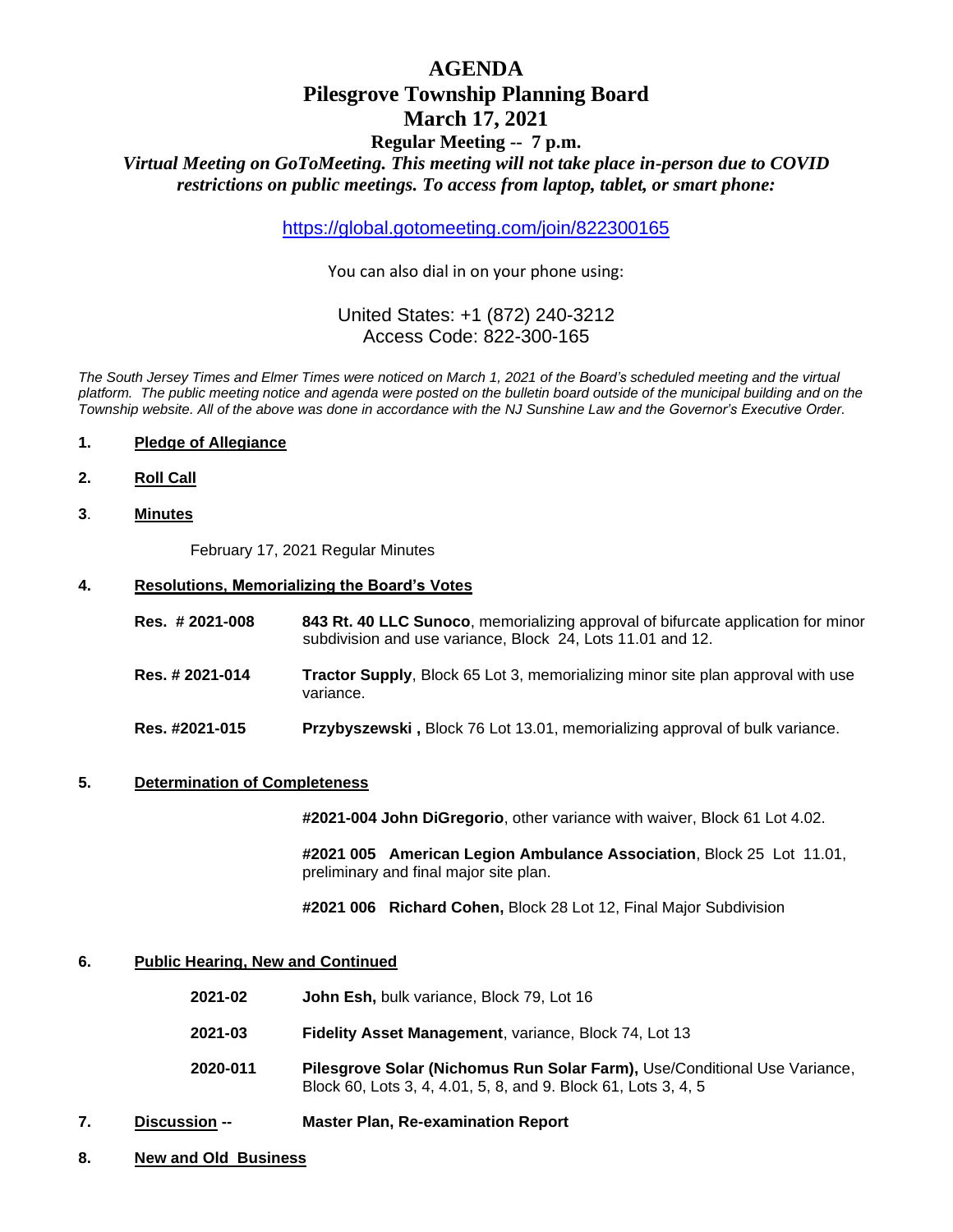# AGENDA

## Pilesgrove Township Planning Board

## March 17, 2021

### Regular Meeting -- 7 p.m.

***Virtual Meeting on GoToMeeting. This meeting will not take place in-person due to COVID restrictions on public meetings. To access from laptop, tablet, or smart phone:***

https://global.gotomeeting.com/join/822300165

You can also dial in on your phone using:

United States: +1 (872) 240-3212
Access Code: 822-300-165

*The South Jersey Times and Elmer Times were noticed on March 1, 2021 of the Board's scheduled meeting and the virtual platform. The public meeting notice and agenda were posted on the bulletin board outside of the municipal building and on the Township website. All of the above was done in accordance with the NJ Sunshine Law and the Governor's Executive Order.*

**1. Pledge of Allegiance**

**2. Roll Call**

**3. Minutes**

February 17, 2021 Regular Minutes

**4. Resolutions, Memorializing the Board's Votes**

**Res. # 2021-008** — **843 Rt. 40 LLC Sunoco**, memorializing approval of bifurcate application for minor subdivision and use variance, Block 24, Lots 11.01 and 12.

**Res. # 2021-014** — **Tractor Supply**, Block 65 Lot 3, memorializing minor site plan approval with use variance.

**Res. #2021-015** — **Przybyszewski ,** Block 76 Lot 13.01, memorializing approval of bulk variance.

**5. Determination of Completeness**

**#2021-004 John DiGregorio**, other variance with waiver, Block 61 Lot 4.02.

**#2021 005 American Legion Ambulance Association**, Block 25 Lot 11.01, preliminary and final major site plan.

**#2021 006 Richard Cohen,** Block 28 Lot 12, Final Major Subdivision

**6. Public Hearing, New and Continued**

**2021-02** — **John Esh,** bulk variance, Block 79, Lot 16

**2021-03** — **Fidelity Asset Management**, variance, Block 74, Lot 13

**2020-011** — **Pilesgrove Solar (Nichomus Run Solar Farm),** Use/Conditional Use Variance, Block 60, Lots 3, 4, 4.01, 5, 8, and 9. Block 61, Lots 3, 4, 5

**7. Discussion -- Master Plan, Re-examination Report**

**8. New and Old Business**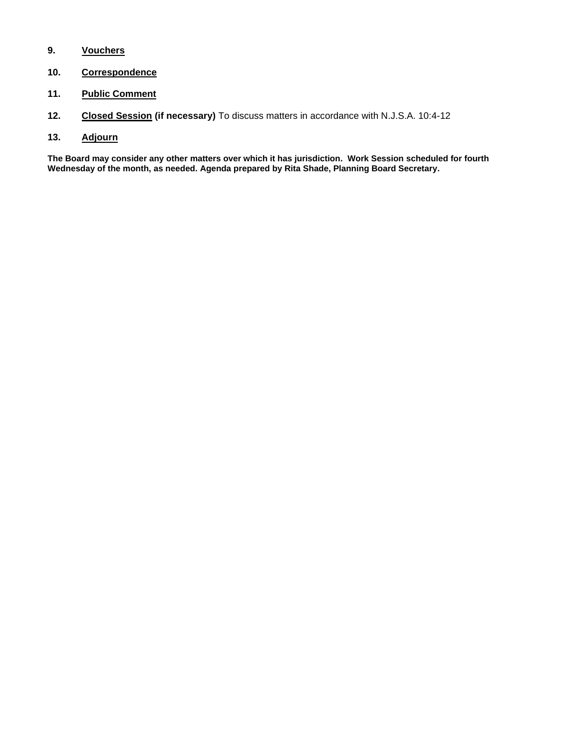9. **Vouchers**

10. **Correspondence**

11. **Public Comment**

12. **Closed Session (if necessary)** To discuss matters in accordance with N.J.S.A. 10:4-12

13. **Adjourn**

**The Board may consider any other matters over which it has jurisdiction. Work Session scheduled for fourth Wednesday of the month, as needed. Agenda prepared by Rita Shade, Planning Board Secretary.**